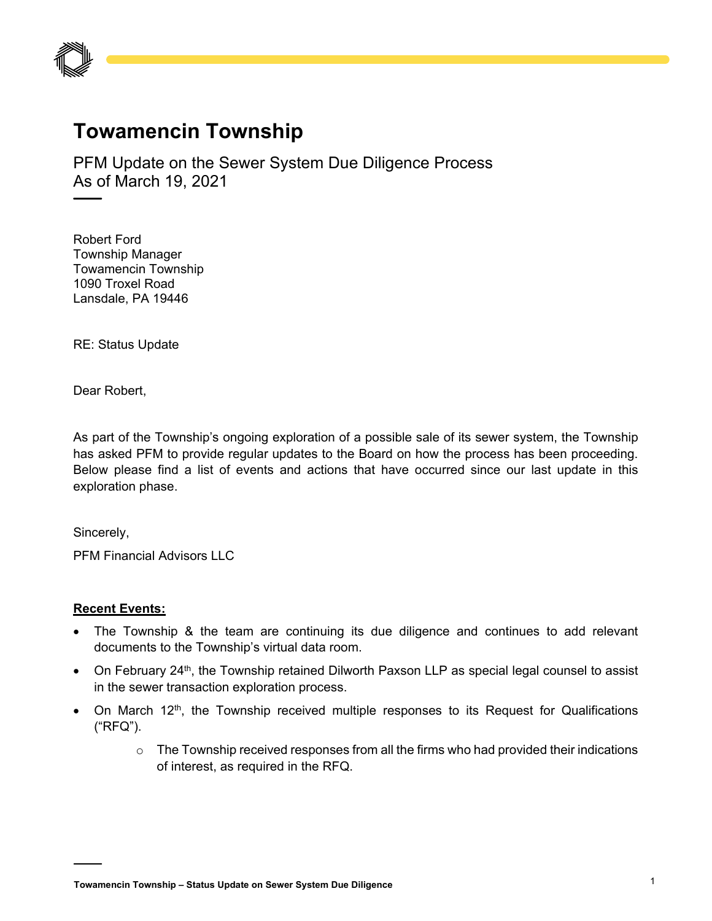# Towamencin Township

PFM Update on the Sewer System Due Diligence Process
As of March 19, 2021

Robert Ford
Township Manager
Towamencin Township
1090 Troxel Road
Lansdale, PA 19446

RE: Status Update

Dear Robert,

As part of the Township's ongoing exploration of a possible sale of its sewer system, the Township has asked PFM to provide regular updates to the Board on how the process has been proceeding. Below please find a list of events and actions that have occurred since our last update in this exploration phase.

Sincerely,

PFM Financial Advisors LLC

**Recent Events:**

- The Township & the team are continuing its due diligence and continues to add relevant documents to the Township's virtual data room.
- On February 24th, the Township retained Dilworth Paxson LLP as special legal counsel to assist in the sewer transaction exploration process.
- On March 12th, the Township received multiple responses to its Request for Qualifications ("RFQ").
  - The Township received responses from all the firms who had provided their indications of interest, as required in the RFQ.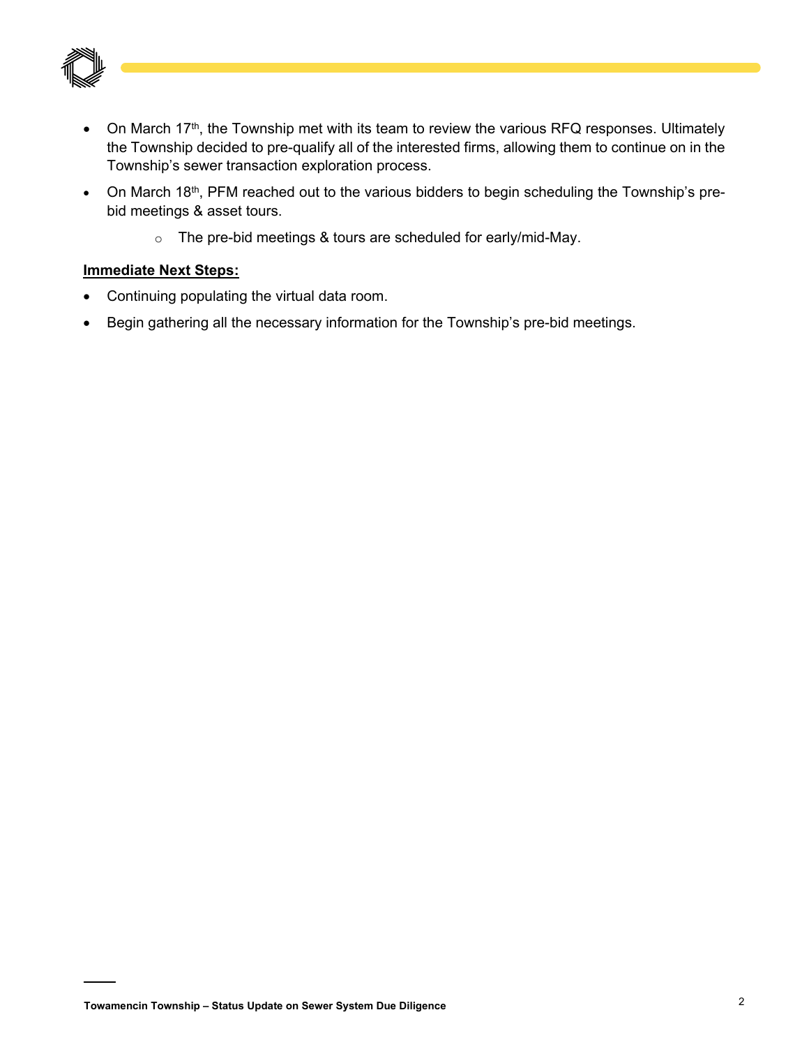- On March 17th, the Township met with its team to review the various RFQ responses. Ultimately the Township decided to pre-qualify all of the interested firms, allowing them to continue on in the Township's sewer transaction exploration process.
- On March 18th, PFM reached out to the various bidders to begin scheduling the Township's pre-bid meetings & asset tours.
  - The pre-bid meetings & tours are scheduled for early/mid-May.

**Immediate Next Steps:**

- Continuing populating the virtual data room.
- Begin gathering all the necessary information for the Township's pre-bid meetings.